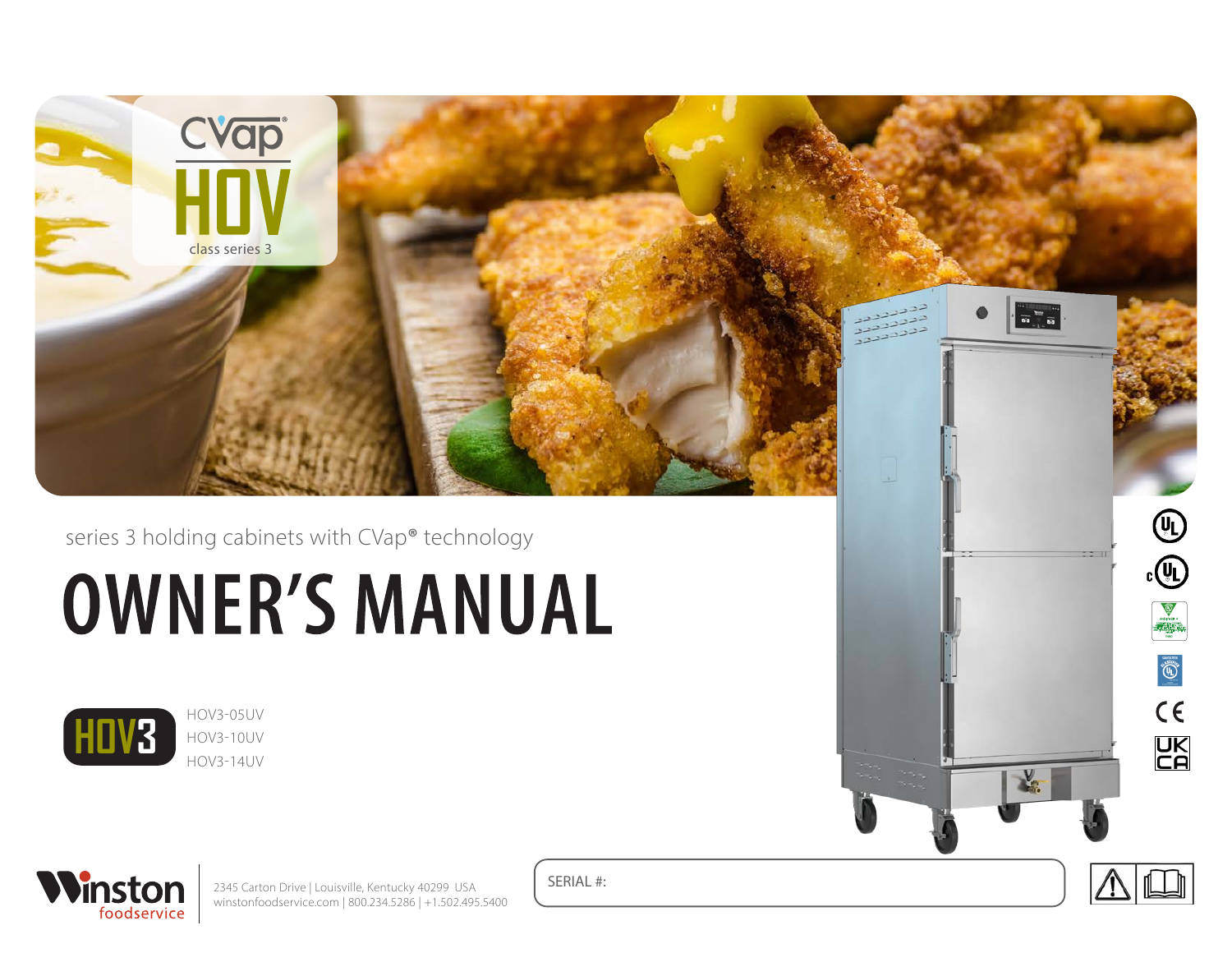CVap®

HOV

class series 3

series 3 holding cabinets with CVap® technology

# OWNER'S MANUAL

HOV3

- HOV3-05UV
- HOV3-10UV
- HOV3-14UV

Winston foodservice

2345 Carton Drive | Louisville, Kentucky 40299 USA
winstonfoodservice.com | 800.234.5286 | +1.502.495.5400

SERIAL #: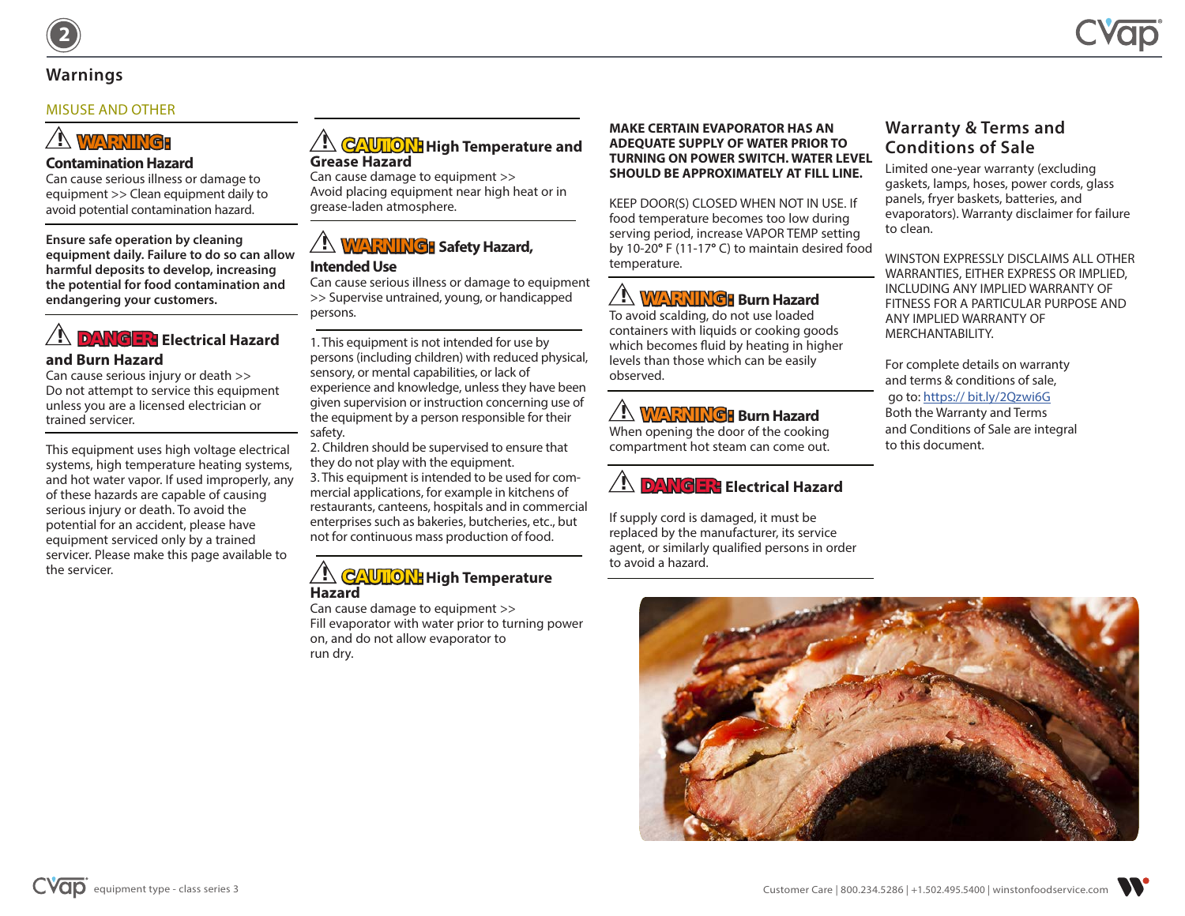## Warnings

### MISUSE AND OTHER

⚠ **WARNING:**

**Contamination Hazard**

Can cause serious illness or damage to equipment >> Clean equipment daily to avoid potential contamination hazard.

**Ensure safe operation by cleaning equipment daily. Failure to do so can allow harmful deposits to develop, increasing the potential for food contamination and endangering your customers.**

⚠ **DANGER: Electrical Hazard and Burn Hazard**

Can cause serious injury or death >> Do not attempt to service this equipment unless you are a licensed electrician or trained servicer.

This equipment uses high voltage electrical systems, high temperature heating systems, and hot water vapor. If used improperly, any of these hazards are capable of causing serious injury or death. To avoid the potential for an accident, please have equipment serviced only by a trained servicer. Please make this page available to the servicer.

⚠ **CAUTION: High Temperature and Grease Hazard**

Can cause damage to equipment >> Avoid placing equipment near high heat or in grease-laden atmosphere.

⚠ **WARNING: Safety Hazard, Intended Use**

Can cause serious illness or damage to equipment >> Supervise untrained, young, or handicapped persons.

1. This equipment is not intended for use by persons (including children) with reduced physical, sensory, or mental capabilities, or lack of experience and knowledge, unless they have been given supervision or instruction concerning use of the equipment by a person responsible for their safety.
2. Children should be supervised to ensure that they do not play with the equipment.
3. This equipment is intended to be used for commercial applications, for example in kitchens of restaurants, canteens, hospitals and in commercial enterprises such as bakeries, butcheries, etc., but not for continuous mass production of food.

⚠ **CAUTION: High Temperature Hazard**

Can cause damage to equipment >> Fill evaporator with water prior to turning power on, and do not allow evaporator to run dry.

**MAKE CERTAIN EVAPORATOR HAS AN ADEQUATE SUPPLY OF WATER PRIOR TO TURNING ON POWER SWITCH. WATER LEVEL SHOULD BE APPROXIMATELY AT FILL LINE.**

KEEP DOOR(S) CLOSED WHEN NOT IN USE. If food temperature becomes too low during serving period, increase VAPOR TEMP setting by 10-20° F (11-17° C) to maintain desired food temperature.

⚠ **WARNING: Burn Hazard**

To avoid scalding, do not use loaded containers with liquids or cooking goods which becomes fluid by heating in higher levels than those which can be easily observed.

⚠ **WARNING: Burn Hazard**

When opening the door of the cooking compartment hot steam can come out.

⚠ **DANGER: Electrical Hazard**

If supply cord is damaged, it must be replaced by the manufacturer, its service agent, or similarly qualified persons in order to avoid a hazard.

## Warranty & Terms and Conditions of Sale

Limited one-year warranty (excluding gaskets, lamps, hoses, power cords, glass panels, fryer baskets, batteries, and evaporators). Warranty disclaimer for failure to clean.

WINSTON EXPRESSLY DISCLAIMS ALL OTHER WARRANTIES, EITHER EXPRESS OR IMPLIED, INCLUDING ANY IMPLIED WARRANTY OF FITNESS FOR A PARTICULAR PURPOSE AND ANY IMPLIED WARRANTY OF MERCHANTABILITY.

For complete details on warranty and terms & conditions of sale, go to: https:// bit.ly/2Qzwi6G
Both the Warranty and Terms and Conditions of Sale are integral to this document.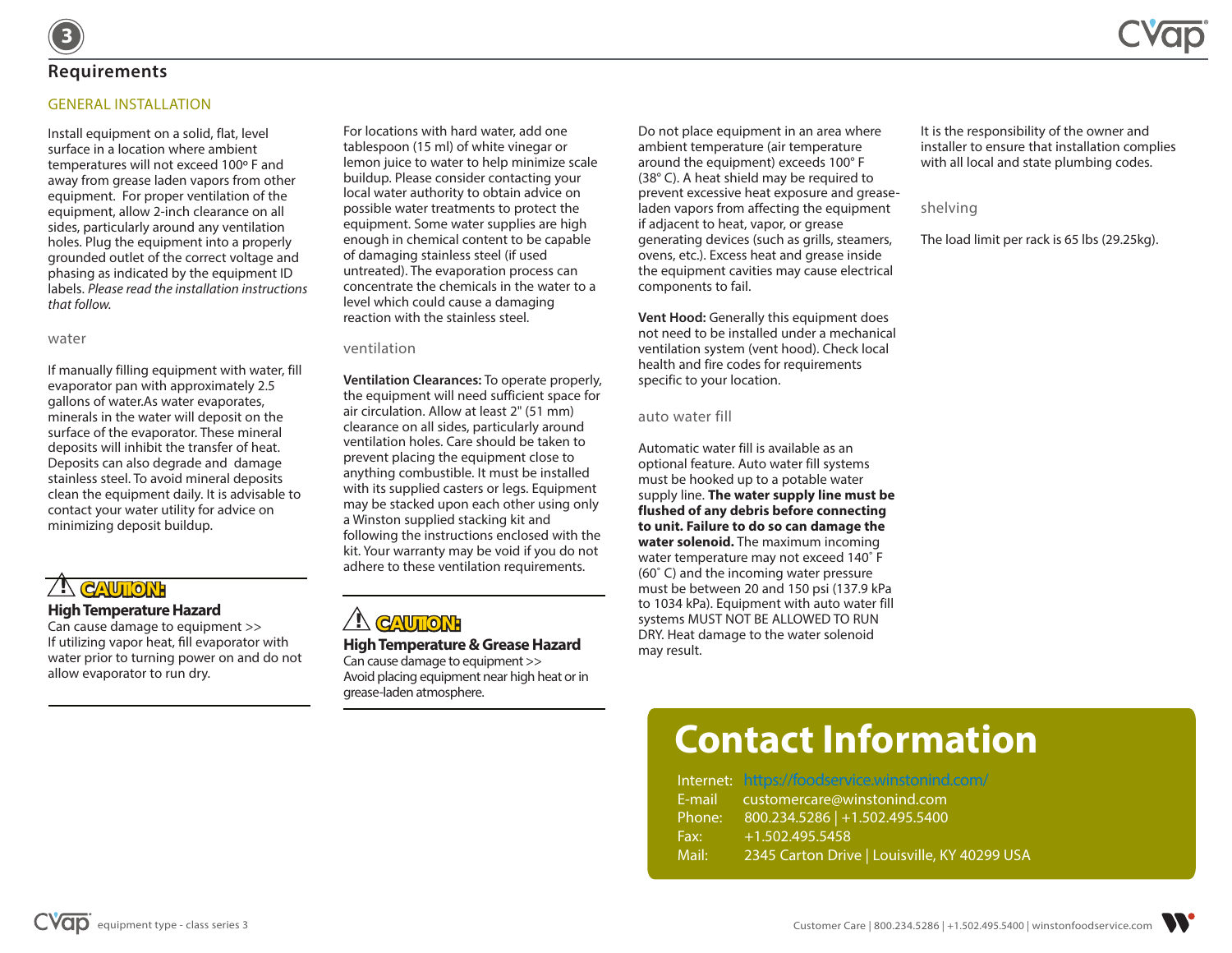## Requirements

### GENERAL INSTALLATION

Install equipment on a solid, flat, level surface in a location where ambient temperatures will not exceed 100º F and away from grease laden vapors from other equipment. For proper ventilation of the equipment, allow 2-inch clearance on all sides, particularly around any ventilation holes. Plug the equipment into a properly grounded outlet of the correct voltage and phasing as indicated by the equipment ID labels. *Please read the installation instructions that follow.*

#### water

If manually filling equipment with water, fill evaporator pan with approximately 2.5 gallons of water.As water evaporates, minerals in the water will deposit on the surface of the evaporator. These mineral deposits will inhibit the transfer of heat. Deposits can also degrade and damage stainless steel. To avoid mineral deposits clean the equipment daily. It is advisable to contact your water utility for advice on minimizing deposit buildup.

> ⚠ **CAUTION:**
>
> **High Temperature Hazard**
>
> Can cause damage to equipment >>
>
> If utilizing vapor heat, fill evaporator with water prior to turning power on and do not allow evaporator to run dry.

For locations with hard water, add one tablespoon (15 ml) of white vinegar or lemon juice to water to help minimize scale buildup. Please consider contacting your local water authority to obtain advice on possible water treatments to protect the equipment. Some water supplies are high enough in chemical content to be capable of damaging stainless steel (if used untreated). The evaporation process can concentrate the chemicals in the water to a level which could cause a damaging reaction with the stainless steel.

#### ventilation

**Ventilation Clearances:** To operate properly, the equipment will need sufficient space for air circulation. Allow at least 2" (51 mm) clearance on all sides, particularly around ventilation holes. Care should be taken to prevent placing the equipment close to anything combustible. It must be installed with its supplied casters or legs. Equipment may be stacked upon each other using only a Winston supplied stacking kit and following the instructions enclosed with the kit. Your warranty may be void if you do not adhere to these ventilation requirements.

> ⚠ **CAUTION:**
>
> **High Temperature & Grease Hazard**
>
> Can cause damage to equipment >>
>
> Avoid placing equipment near high heat or in grease-laden atmosphere.

Do not place equipment in an area where ambient temperature (air temperature around the equipment) exceeds 100° F (38° C). A heat shield may be required to prevent excessive heat exposure and grease-laden vapors from affecting the equipment if adjacent to heat, vapor, or grease generating devices (such as grills, steamers, ovens, etc.). Excess heat and grease inside the equipment cavities may cause electrical components to fail.

**Vent Hood:** Generally this equipment does not need to be installed under a mechanical ventilation system (vent hood). Check local health and fire codes for requirements specific to your location.

#### auto water fill

Automatic water fill is available as an optional feature. Auto water fill systems must be hooked up to a potable water supply line. **The water supply line must be flushed of any debris before connecting to unit. Failure to do so can damage the water solenoid.** The maximum incoming water temperature may not exceed 140˚ F (60˚ C) and the incoming water pressure must be between 20 and 150 psi (137.9 kPa to 1034 kPa). Equipment with auto water fill systems MUST NOT BE ALLOWED TO RUN DRY. Heat damage to the water solenoid may result.

It is the responsibility of the owner and installer to ensure that installation complies with all local and state plumbing codes.

#### shelving

The load limit per rack is 65 lbs (29.25kg).

## Contact Information

Internet: https://foodservice.winstonind.com/
E-mail: customercare@winstonind.com
Phone: 800.234.5286 | +1.502.495.5400
Fax: +1.502.495.5458
Mail: 2345 Carton Drive | Louisville, KY 40299 USA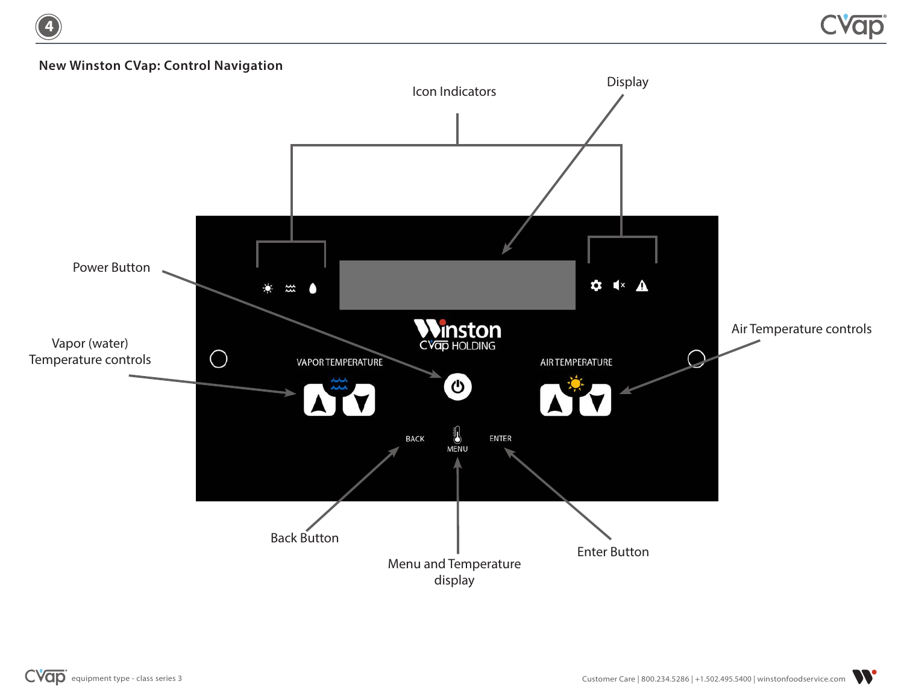## New Winston CVap: Control Navigation

Icon Indicators

Display

Power Button

Vapor (water) Temperature controls

Air Temperature controls

VAPOR TEMPERATURE

AIR TEMPERATURE

Winston CVap HOLDING

BACK

MENU

ENTER

Back Button

Menu and Temperature display

Enter Button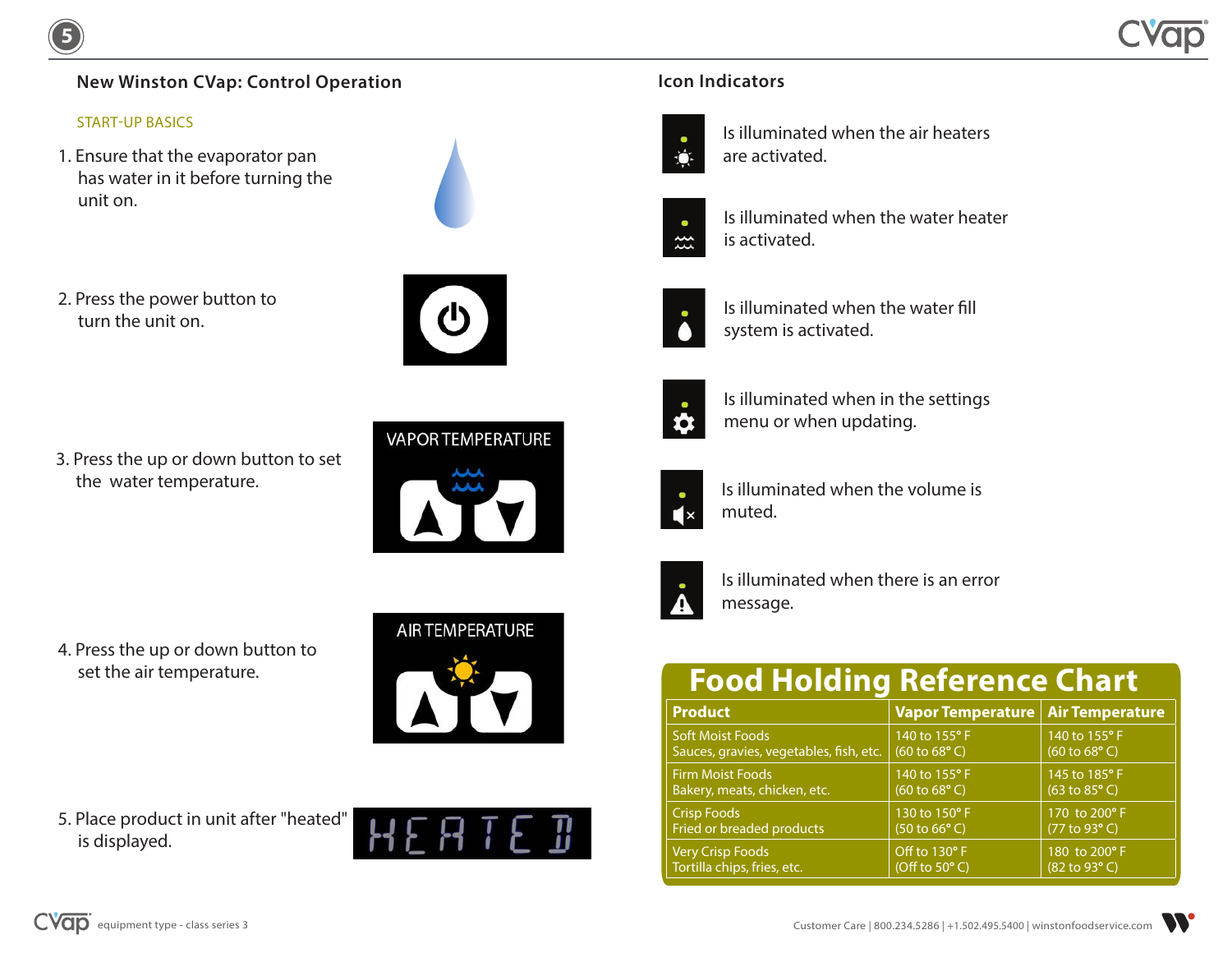## New Winston CVap: Control Operation

START-UP BASICS

1. Ensure that the evaporator pan has water in it before turning the unit on.

2. Press the power button to turn the unit on.

3. Press the up or down button to set the water temperature.

VAPOR TEMPERATURE

4. Press the up or down button to set the air temperature.

AIR TEMPERATURE

5. Place product in unit after "heated" is displayed.

HEATED

## Icon Indicators

Is illuminated when the air heaters are activated.

Is illuminated when the water heater is activated.

Is illuminated when the water fill system is activated.

Is illuminated when in the settings menu or when updating.

Is illuminated when the volume is muted.

Is illuminated when there is an error message.

## Food Holding Reference Chart

| Product | Vapor Temperature | Air Temperature |
|---|---|---|
| Soft Moist Foods<br>Sauces, gravies, vegetables, fish, etc. | 140 to 155° F<br>(60 to 68° C) | 140 to 155° F<br>(60 to 68° C) |
| Firm Moist Foods<br>Bakery, meats, chicken, etc. | 140 to 155° F<br>(60 to 68° C) | 145 to 185° F<br>(63 to 85° C) |
| Crisp Foods<br>Fried or breaded products | 130 to 150° F<br>(50 to 66° C) | 170 to 200° F<br>(77 to 93° C) |
| Very Crisp Foods<br>Tortilla chips, fries, etc. | Off to 130° F<br>(Off to 50° C) | 180 to 200° F<br>(82 to 93° C) |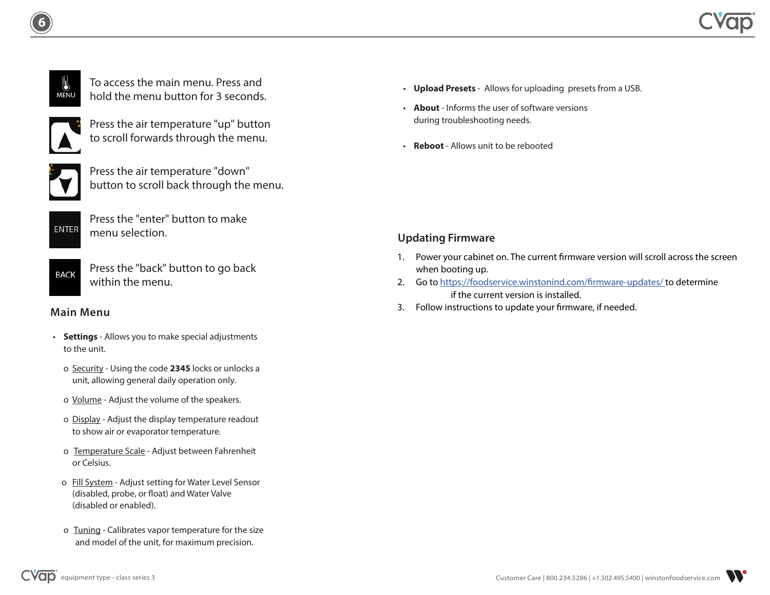MENU — To access the main menu. Press and hold the menu button for 3 seconds.

Press the air temperature "up" button to scroll forwards through the menu.

Press the air temperature "down" button to scroll back through the menu.

ENTER — Press the "enter" button to make menu selection.

BACK — Press the "back" button to go back within the menu.

## Main Menu

- **Settings** - Allows you to make special adjustments to the unit.
  - Security - Using the code **2345** locks or unlocks a unit, allowing general daily operation only.
  - Volume - Adjust the volume of the speakers.
  - Display - Adjust the display temperature readout to show air or evaporator temperature.
  - Temperature Scale - Adjust between Fahrenheit or Celsius.
  - Fill System - Adjust setting for Water Level Sensor (disabled, probe, or float) and Water Valve (disabled or enabled).
  - Tuning - Calibrates vapor temperature for the size and model of the unit, for maximum precision.
- **Upload Presets** - Allows for uploading presets from a USB.
- **About** - Informs the user of software versions during troubleshooting needs.
- **Reboot** - Allows unit to be rebooted

## Updating Firmware

1. Power your cabinet on. The current firmware version will scroll across the screen when booting up.
2. Go to https://foodservice.winstonind.com/firmware-updates/ to determine if the current version is installed.
3. Follow instructions to update your firmware, if needed.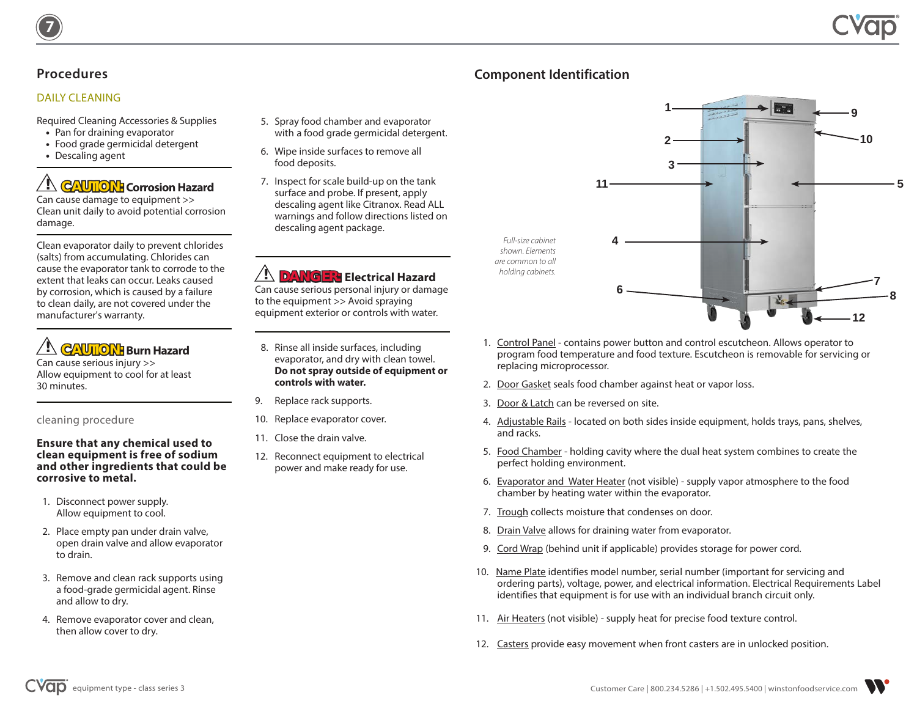## Procedures

### DAILY CLEANING

Required Cleaning Accessories & Supplies

- Pan for draining evaporator
- Food grade germicidal detergent
- Descaling agent

**⚠ CAUTION: Corrosion Hazard**
Can cause damage to equipment >>
Clean unit daily to avoid potential corrosion damage.

Clean evaporator daily to prevent chlorides (salts) from accumulating. Chlorides can cause the evaporator tank to corrode to the extent that leaks can occur. Leaks caused by corrosion, which is caused by a failure to clean daily, are not covered under the manufacturer's warranty.

**⚠ CAUTION: Burn Hazard**
Can cause serious injury >>
Allow equipment to cool for at least 30 minutes.

#### cleaning procedure

**Ensure that any chemical used to clean equipment is free of sodium and other ingredients that could be corrosive to metal.**

1. Disconnect power supply. Allow equipment to cool.
2. Place empty pan under drain valve, open drain valve and allow evaporator to drain.
3. Remove and clean rack supports using a food-grade germicidal agent. Rinse and allow to dry.
4. Remove evaporator cover and clean, then allow cover to dry.
5. Spray food chamber and evaporator with a food grade germicidal detergent.
6. Wipe inside surfaces to remove all food deposits.
7. Inspect for scale build-up on the tank surface and probe. If present, apply descaling agent like Citranox. Read ALL warnings and follow directions listed on descaling agent package.

**⚠ DANGER: Electrical Hazard**
Can cause serious personal injury or damage to the equipment >> Avoid spraying equipment exterior or controls with water.

8. Rinse all inside surfaces, including evaporator, and dry with clean towel. **Do not spray outside of equipment or controls with water.**
9. Replace rack supports.
10. Replace evaporator cover.
11. Close the drain valve.
12. Reconnect equipment to electrical power and make ready for use.

## Component Identification

*Full-size cabinet shown. Elements are common to all holding cabinets.*

1. Control Panel - contains power button and control escutcheon. Allows operator to program food temperature and food texture. Escutcheon is removable for servicing or replacing microprocessor.
2. Door Gasket seals food chamber against heat or vapor loss.
3. Door & Latch can be reversed on site.
4. Adjustable Rails - located on both sides inside equipment, holds trays, pans, shelves, and racks.
5. Food Chamber - holding cavity where the dual heat system combines to create the perfect holding environment.
6. Evaporator and Water Heater (not visible) - supply vapor atmosphere to the food chamber by heating water within the evaporator.
7. Trough collects moisture that condenses on door.
8. Drain Valve allows for draining water from evaporator.
9. Cord Wrap (behind unit if applicable) provides storage for power cord.
10. Name Plate identifies model number, serial number (important for servicing and ordering parts), voltage, power, and electrical information. Electrical Requirements Label identifies that equipment is for use with an individual branch circuit only.
11. Air Heaters (not visible) - supply heat for precise food texture control.
12. Casters provide easy movement when front casters are in unlocked position.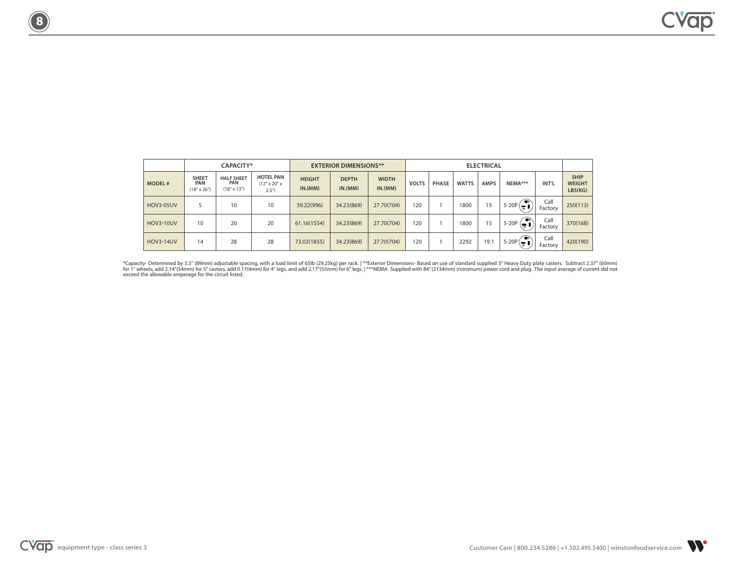| | CAPACITY* | | | EXTERIOR DIMENSIONS** | | | ELECTRICAL | | | | | | |
|---|---|---|---|---|---|---|---|---|---|---|---|---|---|
| MODEL # | SHEET PAN (18" x 26") | HALF SHEET PAN (18" x 13") | HOTEL PAN (12" x 20" x 2.5") | HEIGHT IN.(MM) | DEPTH IN.(MM) | WIDTH IN.(MM) | VOLTS | PHASE | WATTS | AMPS | NEMA*** | INT'L | SHIP WEIGHT LBS(KG) |
| HOV3-05UV | 5 | 10 | 10 | 39.22(996) | 34.23(869) | 27.70(704) | 120 | 1 | 1800 | 15 | 5-20P | Call Factory | 250(113) |
| HOV3-10UV | 10 | 20 | 20 | 61.16(1554) | 34.23(869) | 27.70(704) | 120 | 1 | 1800 | 15 | 5-20P | Call Factory | 370(168) |
| HOV3-14UV | 14 | 28 | 28 | 73.02(1855) | 34.23(869) | 27.70(704) | 120 | 1 | 2292 | 19.1 | 5-20P | Call Factory | 420(190) |

*Capacity- Determined by 3.5" (89mm) adjustable spacing, with a load limit of 65lb (29.25kg) per rack. | **Exterior Dimensions- Based on use of standard supplied 3" Heavy Duty plate casters. Subtract 2.37" (60mm) for 1" wheels, add 2.14"(54mm) for 5" casters, add 0.17(4mm) for 4" legs, and add 2.17"(55mm) for 6" legs. | ***NEMA- Supplied with 84" (2134mm) (minimum) power cord and plug. The input average of current did not exceed the allowable amperage for the circuit listed.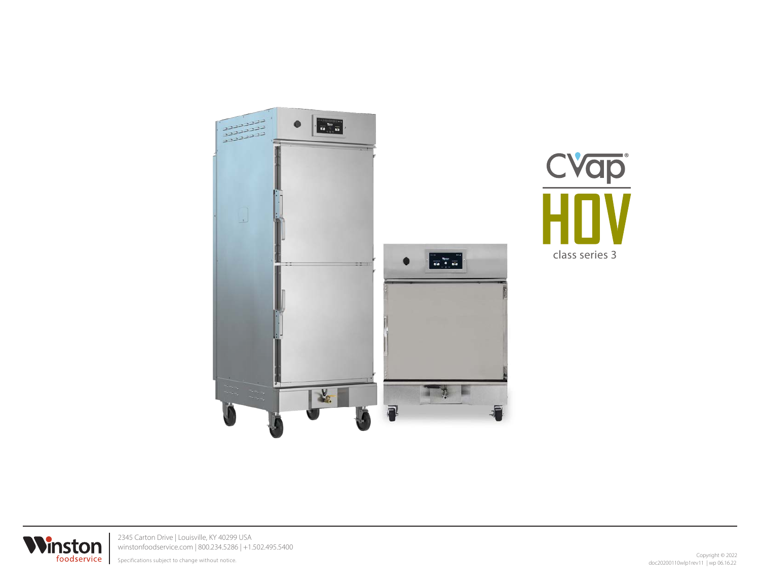CVap

# HOV

class series 3

Winston foodservice

2345 Carton Drive | Louisville, KY 40299 USA
winstonfoodservice.com | 800.234.5286 | +1.502.495.5400

Specifications subject to change without notice.

Copyright © 2022
doc20200110wlp1rev11 | wp 06.16.22